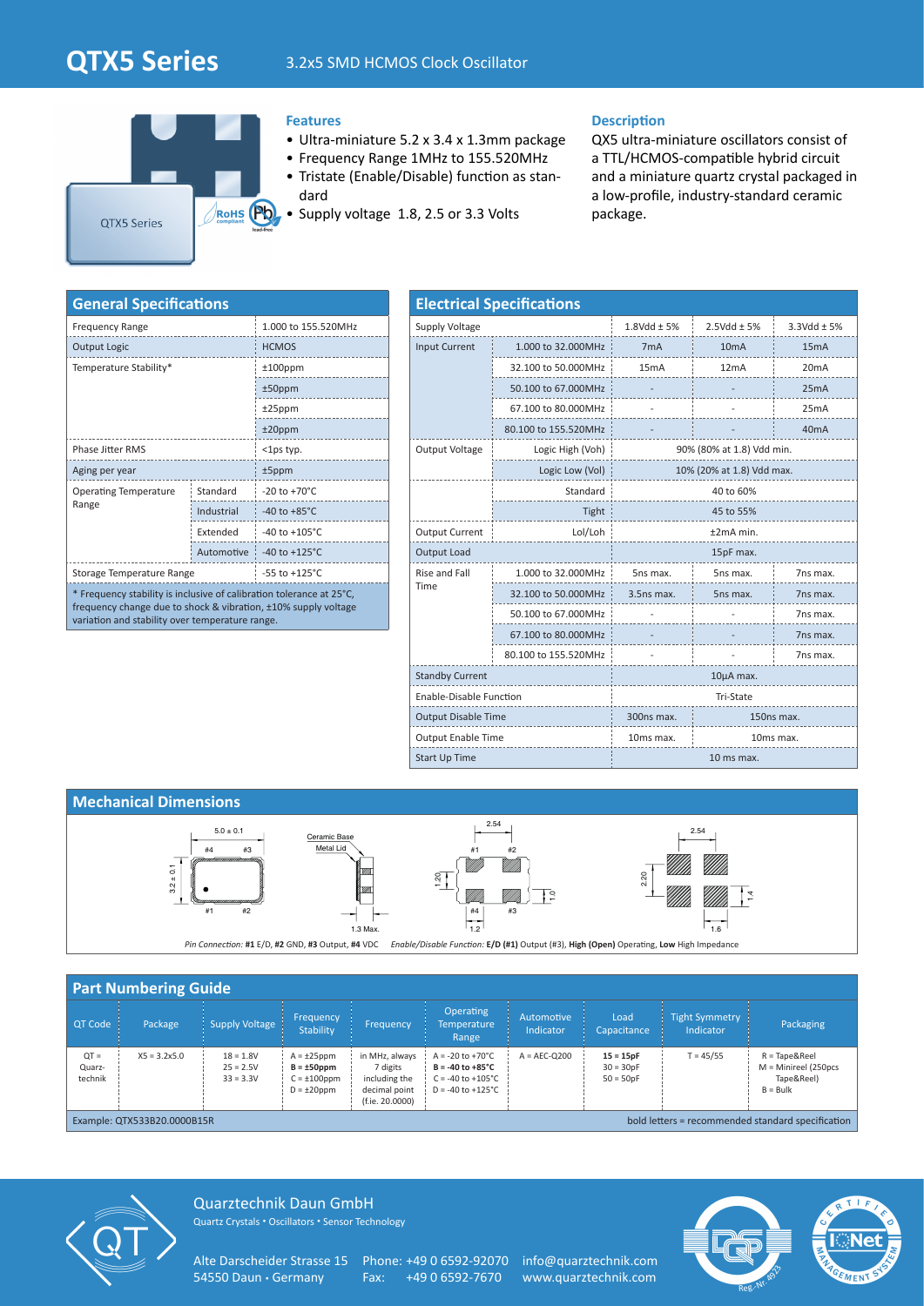# QTX5 Series

3.2x5 SMD HCMOS Clock Oscillator

QTX5 Series

### Features

- Ultra-miniature 5.2 x 3.4 x 1.3mm package
- Frequency Range 1MHz to 155.520MHz
- Tristate (Enable/Disable) function as standard
- Supply voltage 1.8, 2.5 or 3.3 Volts

### Description

QX5 ultra-miniature oscillators consist of a TTL/HCMOS-compatible hybrid circuit and a miniature quartz crystal packaged in a low-profile, industry-standard ceramic package.

## General Specifications

| | | |
|---|---|---|
| Frequency Range | | 1.000 to 155.520MHz |
| Output Logic | | HCMOS |
| Temperature Stability* | | ±100ppm |
| | | ±50ppm |
| | | ±25ppm |
| | | ±20ppm |
| Phase Jitter RMS | | <1ps typ. |
| Aging per year | | ±5ppm |
| Operating Temperature Range | Standard | -20 to +70°C |
| | Industrial | -40 to +85°C |
| | Extended | -40 to +105°C |
| | Automotive | -40 to +125°C |
| Storage Temperature Range | | -55 to +125°C |

* Frequency stability is inclusive of calibration tolerance at 25°C, frequency change due to shock & vibration, ±10% supply voltage variation and stability over temperature range.

## Electrical Specifications

| | | | | |
|---|---|---|---|---|
| Supply Voltage | | 1.8Vdd ± 5% | 2.5Vdd ± 5% | 3.3Vdd ± 5% |
| Input Current | 1.000 to 32.000MHz | 7mA | 10mA | 15mA |
| | 32.100 to 50.000MHz | 15mA | 12mA | 20mA |
| | 50.100 to 67.000MHz | - | - | 25mA |
| | 67.100 to 80.000MHz | - | - | 25mA |
| | 80.100 to 155.520MHz | - | - | 40mA |
| Output Voltage | Logic High (Voh) | 90% (80% at 1.8) Vdd min. | | |
| | Logic Low (Vol) | 10% (20% at 1.8) Vdd max. | | |
| | Standard | 40 to 60% | | |
| | Tight | 45 to 55% | | |
| Output Current | Lol/Loh | ±2mA min. | | |
| Output Load | | 15pF max. | | |
| Rise and Fall Time | 1.000 to 32.000MHz | 5ns max. | 5ns max. | 7ns max. |
| | 32.100 to 50.000MHz | 3.5ns max. | 5ns max. | 7ns max. |
| | 50.100 to 67.000MHz | - | - | 7ns max. |
| | 67.100 to 80.000MHz | - | - | 7ns max. |
| | 80.100 to 155.520MHz | - | - | 7ns max. |
| Standby Current | | 10µA max. | | |
| Enable-Disable Function | | Tri-State | | |
| Output Disable Time | | 300ns max. | 150ns max. | |
| Output Enable Time | | 10ms max. | 10ms max. | |
| Start Up Time | | 10 ms max. | | |

## Mechanical Dimensions

5.0 ± 0.1; 3.2 ± 0.1; #4 #3 #1 #2; Ceramic Base; Metal Lid; 1.3 Max.; 2.54; 1.20; 1.0; 1.2; 2.54; 2.20; 1.4; 1.6

*Pin Connection:* **#1** E/D, **#2** GND, **#3** Output, **#4** VDC *Enable/Disable Function:* **E/D (#1)** Output (#3), **High (Open)** Operating, **Low** High Impedance

## Part Numbering Guide

| QT Code | Package | Supply Voltage | Frequency Stability | Frequency | Operating Temperature Range | Automotive Indicator | Load Capacitance | Tight Symmetry Indicator | Packaging |
|---|---|---|---|---|---|---|---|---|---|
| QT = Quarz-technik | X5 = 3.2x5.0 | 18 = 1.8V<br>25 = 2.5V<br>33 = 3.3V | A = ±25ppm<br>**B = ±50ppm**<br>C = ±100ppm<br>D = ±20ppm | in MHz, always 7 digits including the decimal point (f.ie. 20.0000) | A = -20 to +70°C<br>**B = -40 to +85°C**<br>C = -40 to +105°C<br>D = -40 to +125°C | A = AEC-Q200 | **15 = 15pF**<br>30 = 30pF<br>50 = 50pF | T = 45/55 | R = Tape&Reel<br>M = Minireel (250pcs Tape&Reel)<br>B = Bulk |

Example: QTX533B20.0000B15R — bold letters = recommended standard specification

Quarztechnik Daun GmbH
Quartz Crystals • Oscillators • Sensor Technology

Alte Darscheider Strasse 15
54550 Daun • Germany

Phone: +49 0 6592-92070
Fax: +49 0 6592-7670

info@quarztechnik.com
www.quarztechnik.com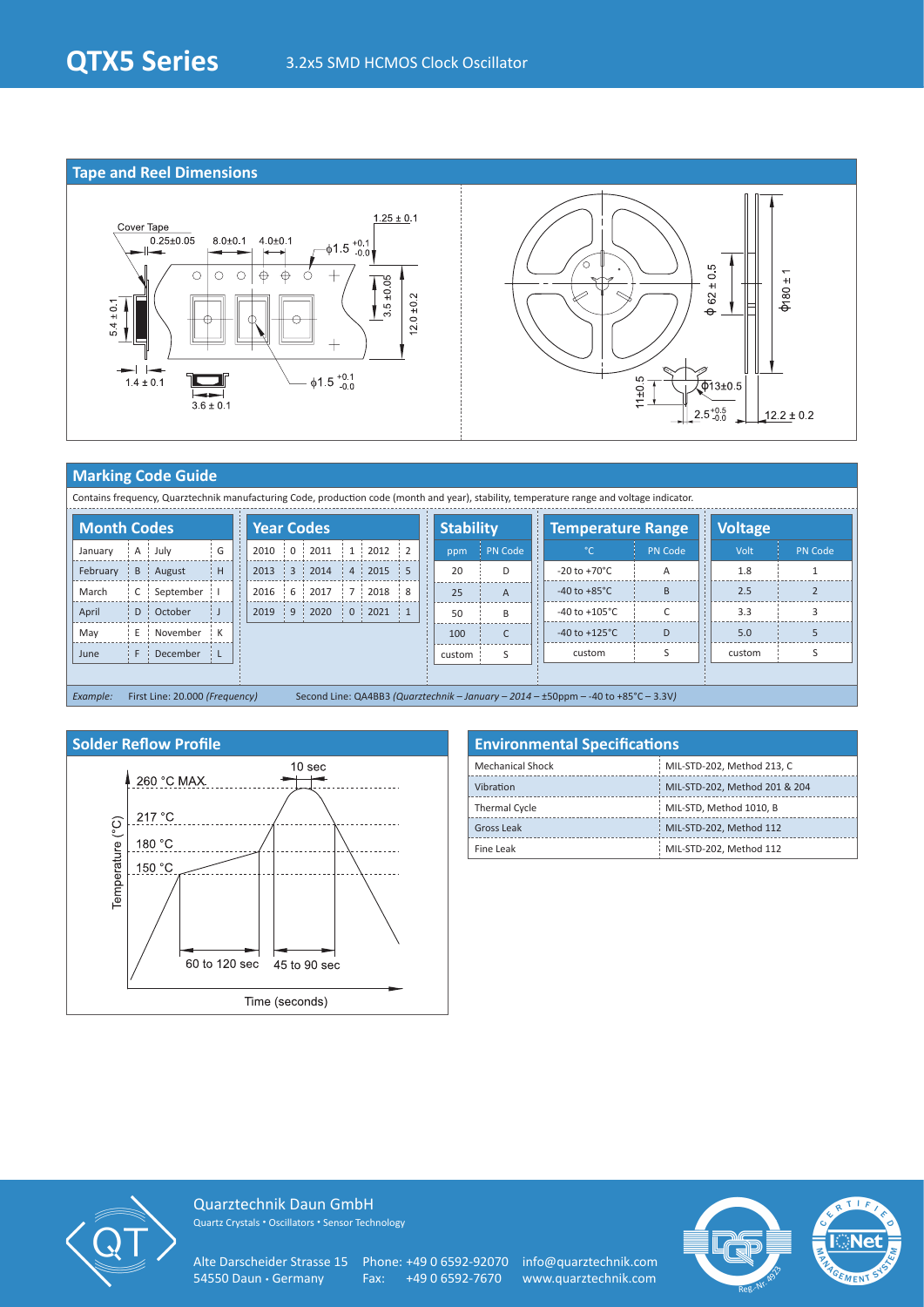# QTX5 Series

3.2x5 SMD HCMOS Clock Oscillator

## Tape and Reel Dimensions

Cover Tape
0.25±0.05
8.0±0.1
4.0±0.1
ϕ1.5 +0.1 -0.0
5.4 ± 0.1
3.5 ±0.05
12.0 ±0.2
1.25 ± 0.1
1.4 ± 0.1
3.6 ± 0.1
ϕ1.5 +0.1 -0.0

ϕ 62 ± 0.5
ϕ180 ± 1
11±0.5
ϕ13±0.5
2.5 +0.5 -0.0
12.2 ± 0.2

## Marking Code Guide

Contains frequency, Quarztechnik manufacturing Code, production code (month and year), stability, temperature range and voltage indicator.

### Month Codes

| | | | |
|---|---|---|---|
| January | A | July | G |
| February | B | August | H |
| March | C | September | I |
| April | D | October | J |
| May | E | November | K |
| June | F | December | L |

### Year Codes

| | | | | | |
|---|---|---|---|---|---|
| 2010 | 0 | 2011 | 1 | 2012 | 2 |
| 2013 | 3 | 2014 | 4 | 2015 | 5 |
| 2016 | 6 | 2017 | 7 | 2018 | 8 |
| 2019 | 9 | 2020 | 0 | 2021 | 1 |

### Stability

| ppm | PN Code |
|---|---|
| 20 | D |
| 25 | A |
| 50 | B |
| 100 | C |
| custom | S |

### Temperature Range

| °C | PN Code |
|---|---|
| -20 to +70°C | A |
| -40 to +85°C | B |
| -40 to +105°C | C |
| -40 to +125°C | D |
| custom | S |

### Voltage

| Volt | PN Code |
|---|---|
| 1.8 | 1 |
| 2.5 | 2 |
| 3.3 | 3 |
| 5.0 | 5 |
| custom | S |

*Example:* First Line: 20.000 *(Frequency)* Second Line: QA4BB3 *(Quarztechnik – January – 2014* – ±50ppm – -40 to +85°C – 3.3V*)*

## Solder Reflow Profile

Temperature (°C)
260 °C MAX.
217 °C
180 °C
150 °C
10 sec
60 to 120 sec
45 to 90 sec
Time (seconds)

## Environmental Specifications

| | |
|---|---|
| Mechanical Shock | MIL-STD-202, Method 213, C |
| Vibration | MIL-STD-202, Method 201 & 204 |
| Thermal Cycle | MIL-STD, Method 1010, B |
| Gross Leak | MIL-STD-202, Method 112 |
| Fine Leak | MIL-STD-202, Method 112 |

Quarztechnik Daun GmbH
Quartz Crystals • Oscillators • Sensor Technology

Alte Darscheider Strasse 15
54550 Daun • Germany
Phone: +49 0 6592-92070
Fax: +49 0 6592-7670
info@quarztechnik.com
www.quarztechnik.com